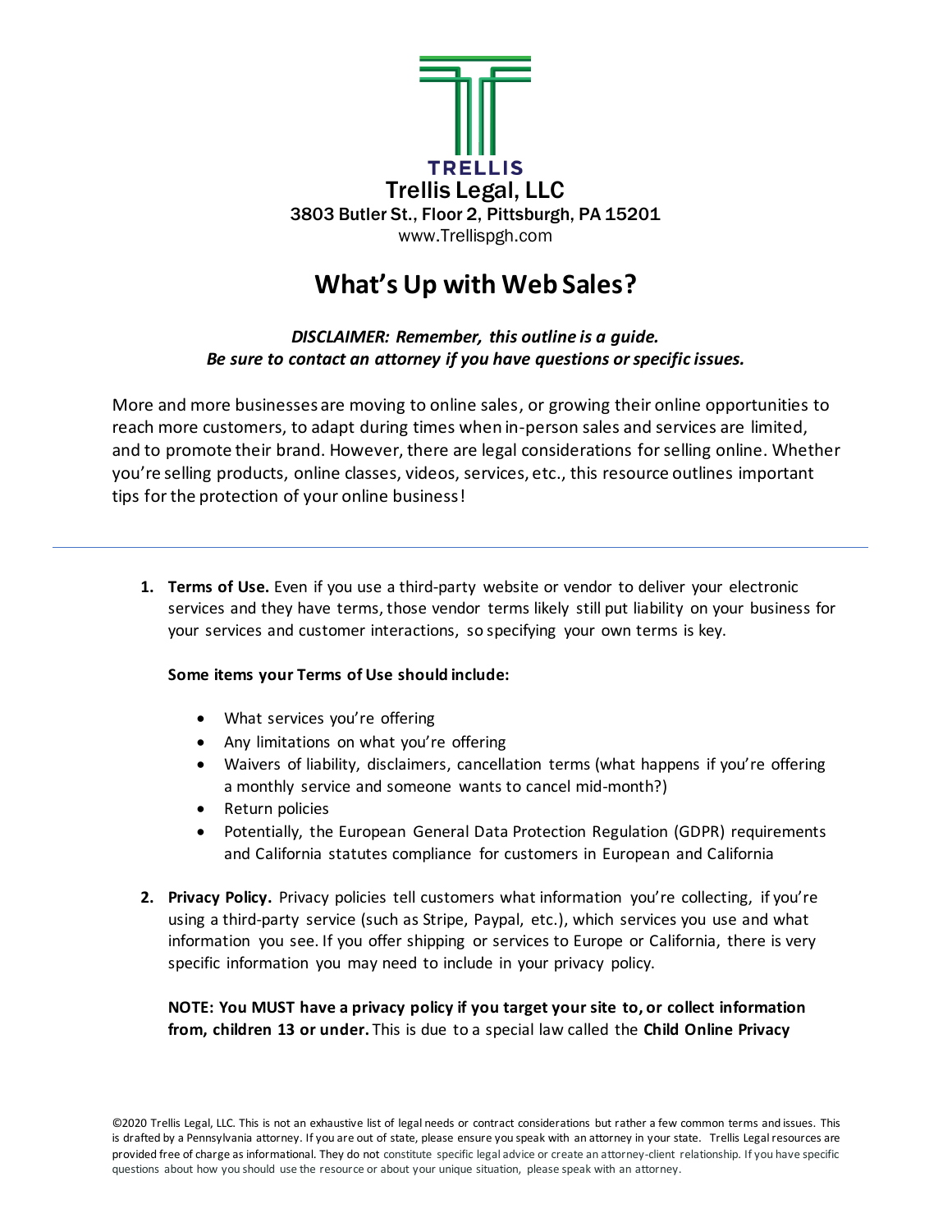TRELLIS

Trellis Legal, LLC
3803 Butler St., Floor 2, Pittsburgh, PA 15201
www.Trellispgh.com

# What's Up with Web Sales?

***DISCLAIMER: Remember, this outline is a guide.***
***Be sure to contact an attorney if you have questions or specific issues.***

More and more businesses are moving to online sales, or growing their online opportunities to reach more customers, to adapt during times when in-person sales and services are limited, and to promote their brand. However, there are legal considerations for selling online. Whether you're selling products, online classes, videos, services, etc., this resource outlines important tips for the protection of your online business!

---

1. **Terms of Use.** Even if you use a third-party website or vendor to deliver your electronic services and they have terms, those vendor terms likely still put liability on your business for your services and customer interactions, so specifying your own terms is key.

   **Some items your Terms of Use should include:**

   - What services you're offering
   - Any limitations on what you're offering
   - Waivers of liability, disclaimers, cancellation terms (what happens if you're offering a monthly service and someone wants to cancel mid-month?)
   - Return policies
   - Potentially, the European General Data Protection Regulation (GDPR) requirements and California statutes compliance for customers in European and California

2. **Privacy Policy.** Privacy policies tell customers what information you're collecting, if you're using a third-party service (such as Stripe, Paypal, etc.), which services you use and what information you see. If you offer shipping or services to Europe or California, there is very specific information you may need to include in your privacy policy.

   **NOTE: You MUST have a privacy policy if you target your site to, or collect information from, children 13 or under.** This is due to a special law called the **Child Online Privacy**

©2020 Trellis Legal, LLC. This is not an exhaustive list of legal needs or contract considerations but rather a few common terms and issues. This is drafted by a Pennsylvania attorney. If you are out of state, please ensure you speak with an attorney in your state. Trellis Legal resources are provided free of charge as informational. They do not constitute specific legal advice or create an attorney-client relationship. If you have specific questions about how you should use the resource or about your unique situation, please speak with an attorney.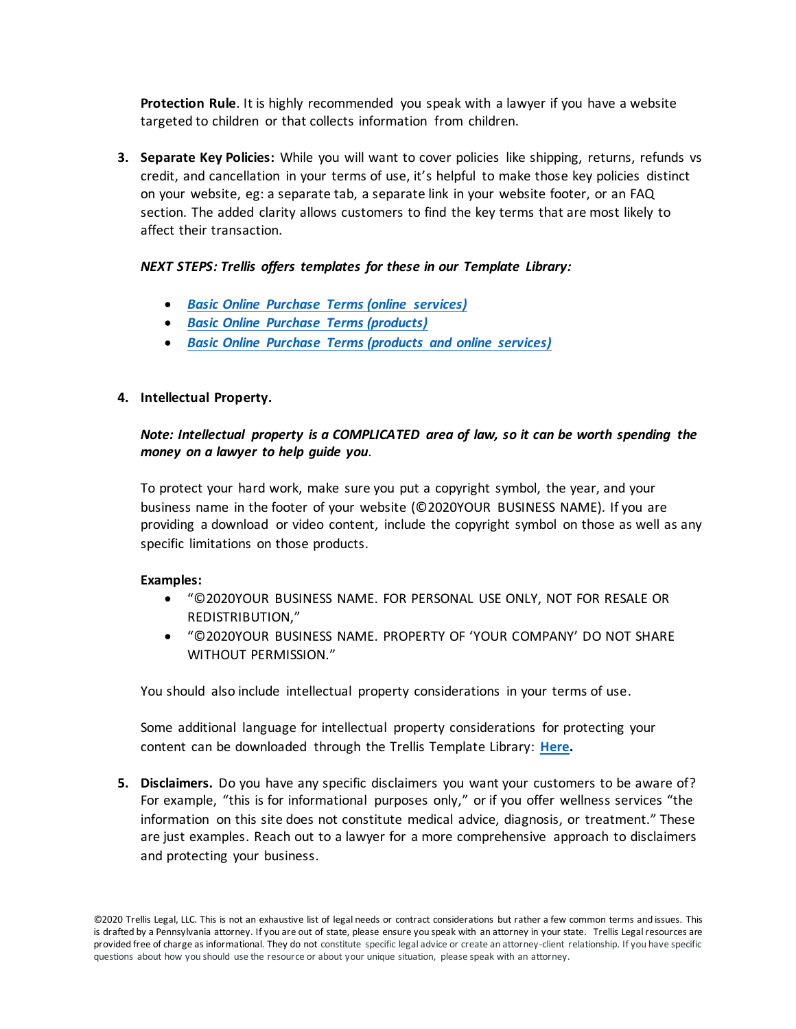**Protection Rule**. It is highly recommended you speak with a lawyer if you have a website targeted to children or that collects information from children.

3. **Separate Key Policies:** While you will want to cover policies like shipping, returns, refunds vs credit, and cancellation in your terms of use, it's helpful to make those key policies distinct on your website, eg: a separate tab, a separate link in your website footer, or an FAQ section. The added clarity allows customers to find the key terms that are most likely to affect their transaction.

   ***NEXT STEPS: Trellis offers templates for these in our Template Library:***

   - ***Basic Online Purchase Terms (online services)***
   - ***Basic Online Purchase Terms (products)***
   - ***Basic Online Purchase Terms (products and online services)***

4. **Intellectual Property.**

   ***Note: Intellectual property is a COMPLICATED area of law, so it can be worth spending the money on a lawyer to help guide you.***

   To protect your hard work, make sure you put a copyright symbol, the year, and your business name in the footer of your website (©2020YOUR BUSINESS NAME). If you are providing a download or video content, include the copyright symbol on those as well as any specific limitations on those products.

   **Examples:**
   - "©2020YOUR BUSINESS NAME. FOR PERSONAL USE ONLY, NOT FOR RESALE OR REDISTRIBUTION,"
   - "©2020YOUR BUSINESS NAME. PROPERTY OF 'YOUR COMPANY' DO NOT SHARE WITHOUT PERMISSION."

   You should also include intellectual property considerations in your terms of use.

   Some additional language for intellectual property considerations for protecting your content can be downloaded through the Trellis Template Library: **Here.**

5. **Disclaimers.** Do you have any specific disclaimers you want your customers to be aware of? For example, "this is for informational purposes only," or if you offer wellness services "the information on this site does not constitute medical advice, diagnosis, or treatment." These are just examples. Reach out to a lawyer for a more comprehensive approach to disclaimers and protecting your business.

©2020 Trellis Legal, LLC. This is not an exhaustive list of legal needs or contract considerations but rather a few common terms and issues. This is drafted by a Pennsylvania attorney. If you are out of state, please ensure you speak with an attorney in your state. Trellis Legal resources are provided free of charge as informational. They do not constitute specific legal advice or create an attorney-client relationship. If you have specific questions about how you should use the resource or about your unique situation, please speak with an attorney.